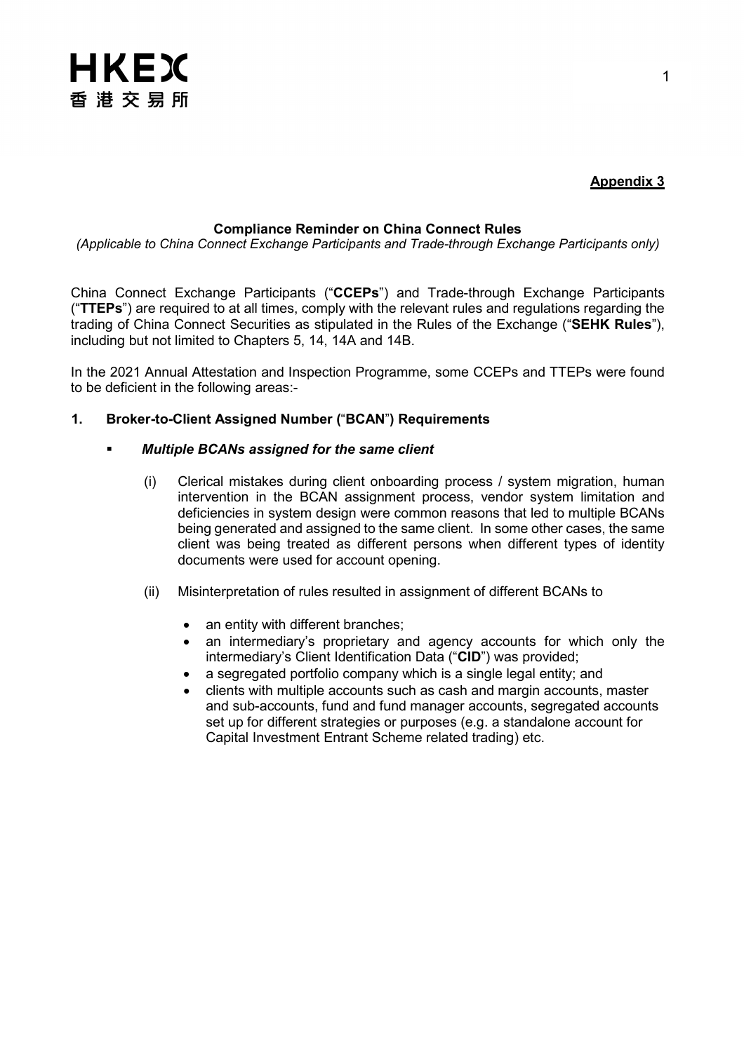**Appendix 3**

**Compliance Reminder on China Connect Rules**

*(Applicable to China Connect Exchange Participants and Trade-through Exchange Participants only)*

China Connect Exchange Participants ("**CCEPs**") and Trade-through Exchange Participants ("**TTEPs**") are required to at all times, comply with the relevant rules and regulations regarding the trading of China Connect Securities as stipulated in the Rules of the Exchange ("**SEHK Rules**"), including but not limited to Chapters 5, 14, 14A and 14B.

In the 2021 Annual Attestation and Inspection Programme, some CCEPs and TTEPs were found to be deficient in the following areas:-

**1. Broker-to-Client Assigned Number ("BCAN") Requirements**

- ***Multiple BCANs assigned for the same client***

  (i) Clerical mistakes during client onboarding process / system migration, human intervention in the BCAN assignment process, vendor system limitation and deficiencies in system design were common reasons that led to multiple BCANs being generated and assigned to the same client. In some other cases, the same client was being treated as different persons when different types of identity documents were used for account opening.

  (ii) Misinterpretation of rules resulted in assignment of different BCANs to

  - an entity with different branches;
  - an intermediary's proprietary and agency accounts for which only the intermediary's Client Identification Data ("**CID**") was provided;
  - a segregated portfolio company which is a single legal entity; and
  - clients with multiple accounts such as cash and margin accounts, master and sub-accounts, fund and fund manager accounts, segregated accounts set up for different strategies or purposes (e.g. a standalone account for Capital Investment Entrant Scheme related trading) etc.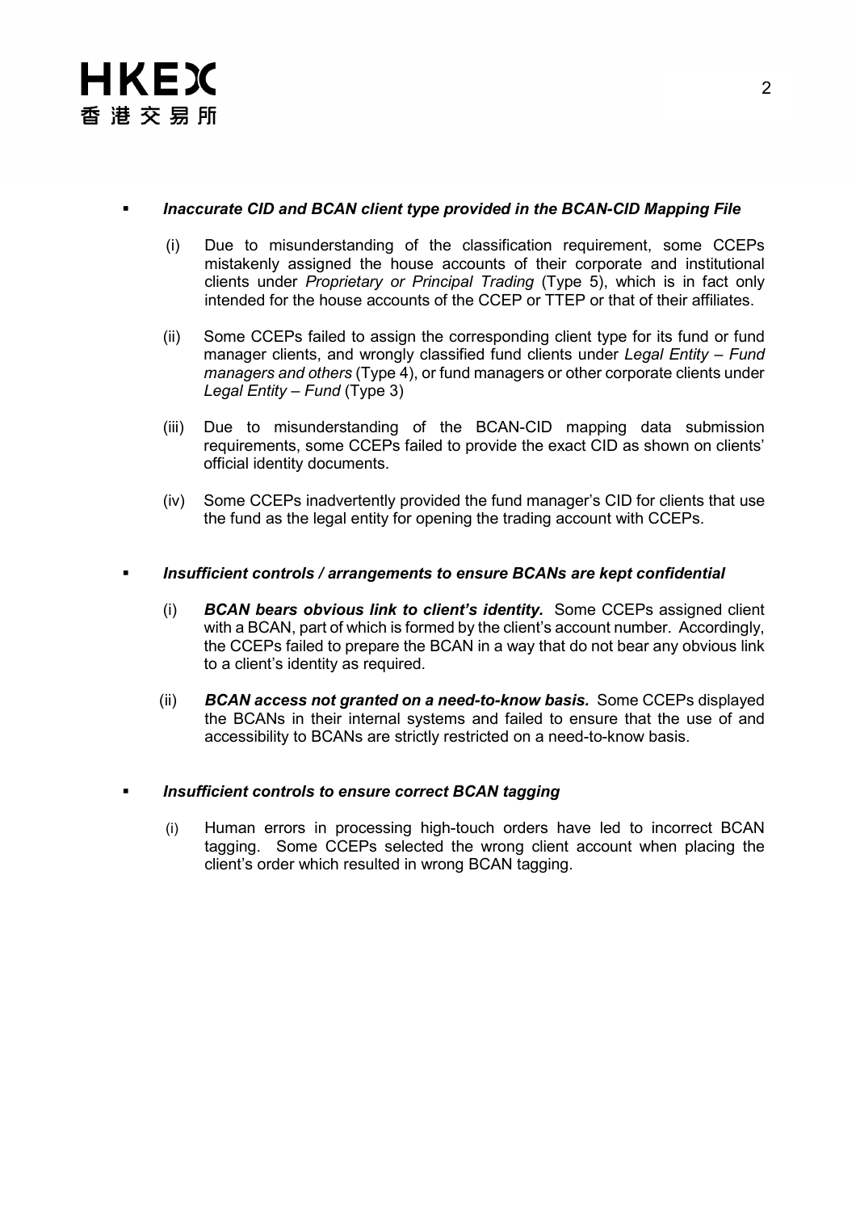- ***Inaccurate CID and BCAN client type provided in the BCAN-CID Mapping File***

    (i) Due to misunderstanding of the classification requirement, some CCEPs mistakenly assigned the house accounts of their corporate and institutional clients under *Proprietary or Principal Trading* (Type 5), which is in fact only intended for the house accounts of the CCEP or TTEP or that of their affiliates.

    (ii) Some CCEPs failed to assign the corresponding client type for its fund or fund manager clients, and wrongly classified fund clients under *Legal Entity – Fund managers and others* (Type 4), or fund managers or other corporate clients under *Legal Entity – Fund* (Type 3)

    (iii) Due to misunderstanding of the BCAN-CID mapping data submission requirements, some CCEPs failed to provide the exact CID as shown on clients' official identity documents.

    (iv) Some CCEPs inadvertently provided the fund manager's CID for clients that use the fund as the legal entity for opening the trading account with CCEPs.

- ***Insufficient controls / arrangements to ensure BCANs are kept confidential***

    (i) ***BCAN bears obvious link to client's identity.*** Some CCEPs assigned client with a BCAN, part of which is formed by the client's account number. Accordingly, the CCEPs failed to prepare the BCAN in a way that do not bear any obvious link to a client's identity as required.

    (ii) ***BCAN access not granted on a need-to-know basis.*** Some CCEPs displayed the BCANs in their internal systems and failed to ensure that the use of and accessibility to BCANs are strictly restricted on a need-to-know basis.

- ***Insufficient controls to ensure correct BCAN tagging***

    (i) Human errors in processing high-touch orders have led to incorrect BCAN tagging. Some CCEPs selected the wrong client account when placing the client's order which resulted in wrong BCAN tagging.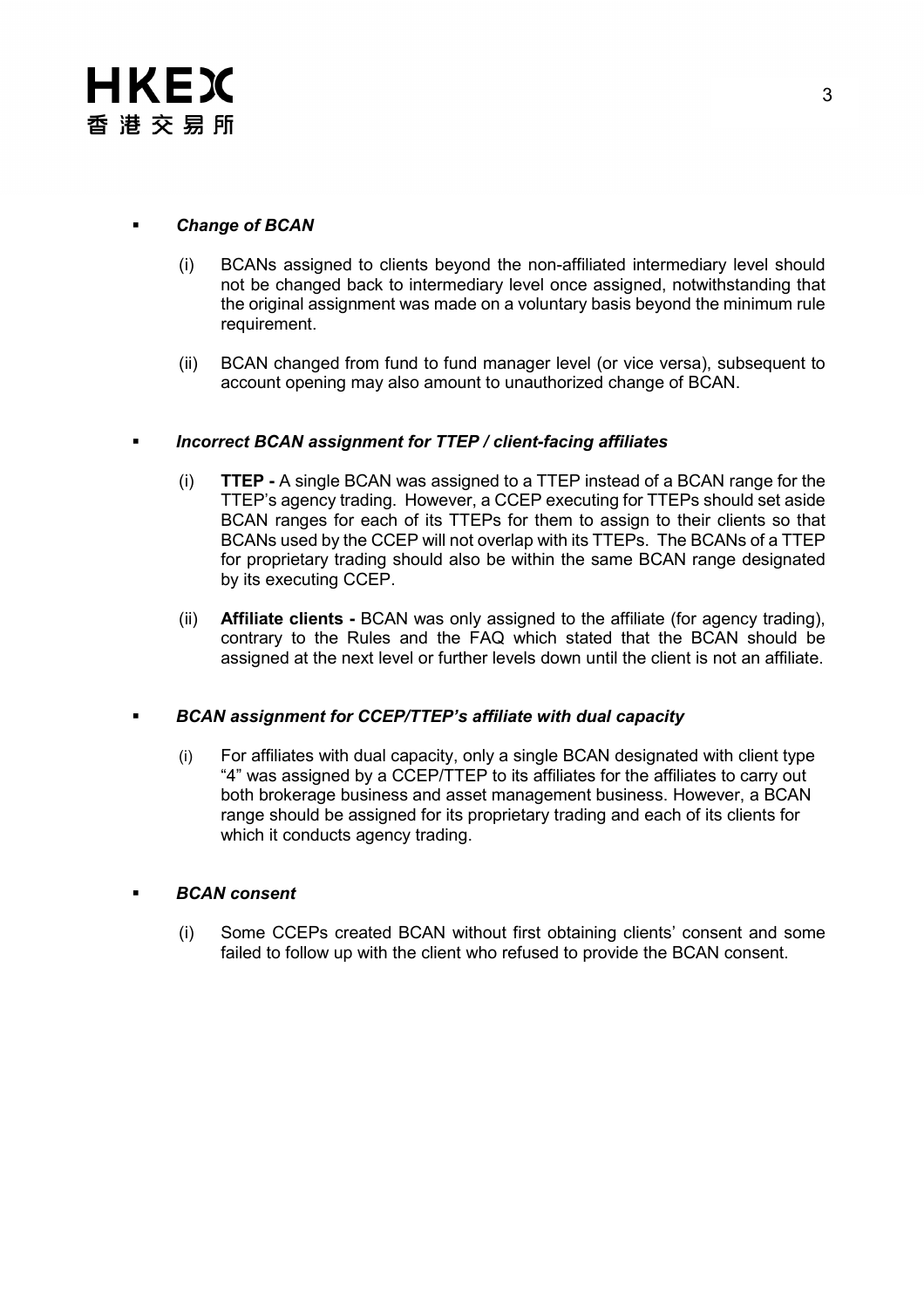- ***Change of BCAN***

  (i) BCANs assigned to clients beyond the non-affiliated intermediary level should not be changed back to intermediary level once assigned, notwithstanding that the original assignment was made on a voluntary basis beyond the minimum rule requirement.

  (ii) BCAN changed from fund to fund manager level (or vice versa), subsequent to account opening may also amount to unauthorized change of BCAN.

- ***Incorrect BCAN assignment for TTEP / client-facing affiliates***

  (i) **TTEP -** A single BCAN was assigned to a TTEP instead of a BCAN range for the TTEP's agency trading. However, a CCEP executing for TTEPs should set aside BCAN ranges for each of its TTEPs for them to assign to their clients so that BCANs used by the CCEP will not overlap with its TTEPs. The BCANs of a TTEP for proprietary trading should also be within the same BCAN range designated by its executing CCEP.

  (ii) **Affiliate clients -** BCAN was only assigned to the affiliate (for agency trading), contrary to the Rules and the FAQ which stated that the BCAN should be assigned at the next level or further levels down until the client is not an affiliate.

- ***BCAN assignment for CCEP/TTEP's affiliate with dual capacity***

  (i) For affiliates with dual capacity, only a single BCAN designated with client type "4" was assigned by a CCEP/TTEP to its affiliates for the affiliates to carry out both brokerage business and asset management business. However, a BCAN range should be assigned for its proprietary trading and each of its clients for which it conducts agency trading.

- ***BCAN consent***

  (i) Some CCEPs created BCAN without first obtaining clients' consent and some failed to follow up with the client who refused to provide the BCAN consent.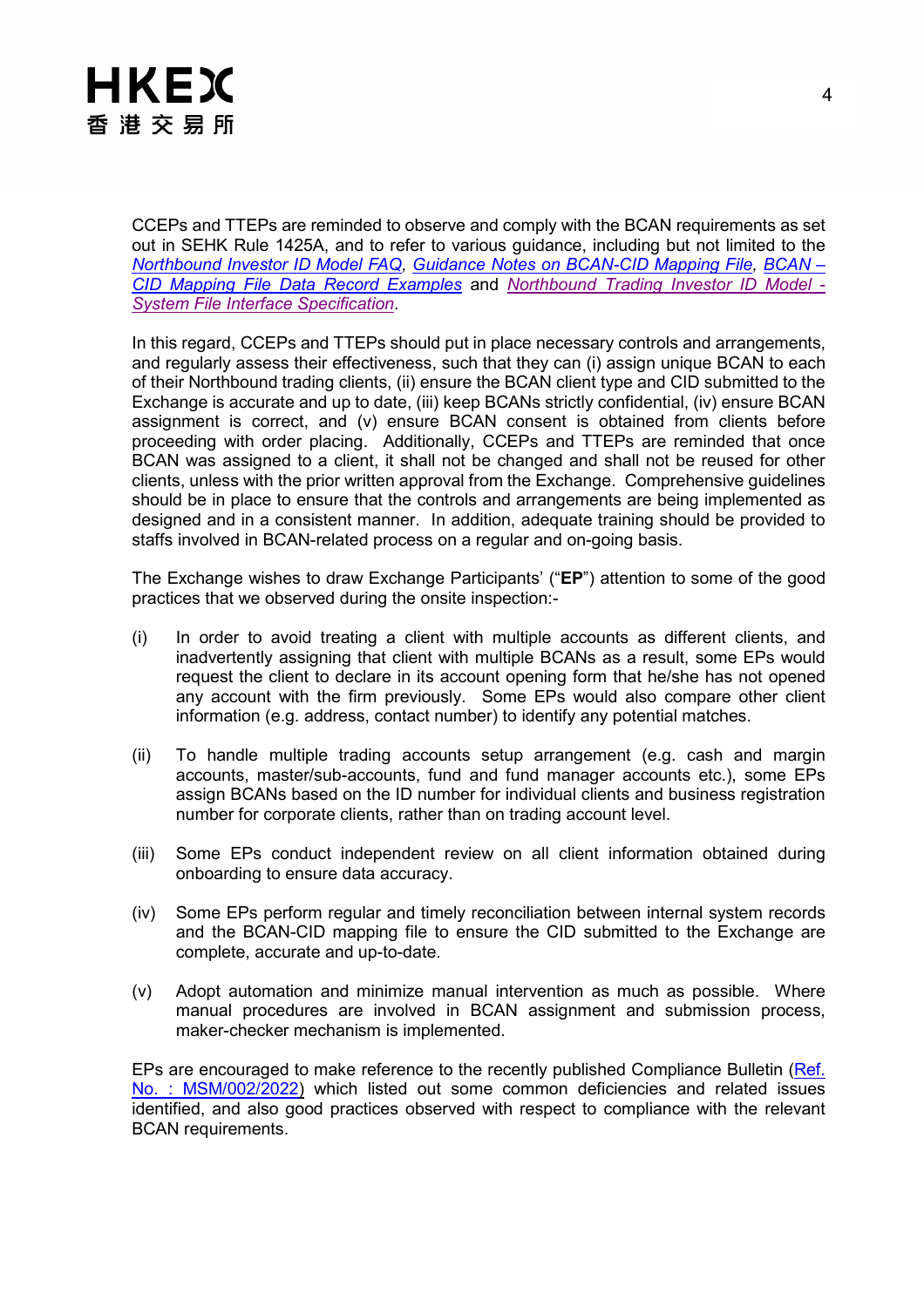CCEPs and TTEPs are reminded to observe and comply with the BCAN requirements as set out in SEHK Rule 1425A, and to refer to various guidance, including but not limited to the *Northbound Investor ID Model FAQ*, *Guidance Notes on BCAN-CID Mapping File*, *BCAN – CID Mapping File Data Record Examples* and *Northbound Trading Investor ID Model - System File Interface Specification*.

In this regard, CCEPs and TTEPs should put in place necessary controls and arrangements, and regularly assess their effectiveness, such that they can (i) assign unique BCAN to each of their Northbound trading clients, (ii) ensure the BCAN client type and CID submitted to the Exchange is accurate and up to date, (iii) keep BCANs strictly confidential, (iv) ensure BCAN assignment is correct, and (v) ensure BCAN consent is obtained from clients before proceeding with order placing. Additionally, CCEPs and TTEPs are reminded that once BCAN was assigned to a client, it shall not be changed and shall not be reused for other clients, unless with the prior written approval from the Exchange. Comprehensive guidelines should be in place to ensure that the controls and arrangements are being implemented as designed and in a consistent manner. In addition, adequate training should be provided to staffs involved in BCAN-related process on a regular and on-going basis.

The Exchange wishes to draw Exchange Participants' ("**EP**") attention to some of the good practices that we observed during the onsite inspection:-

(i) In order to avoid treating a client with multiple accounts as different clients, and inadvertently assigning that client with multiple BCANs as a result, some EPs would request the client to declare in its account opening form that he/she has not opened any account with the firm previously. Some EPs would also compare other client information (e.g. address, contact number) to identify any potential matches.

(ii) To handle multiple trading accounts setup arrangement (e.g. cash and margin accounts, master/sub-accounts, fund and fund manager accounts etc.), some EPs assign BCANs based on the ID number for individual clients and business registration number for corporate clients, rather than on trading account level.

(iii) Some EPs conduct independent review on all client information obtained during onboarding to ensure data accuracy.

(iv) Some EPs perform regular and timely reconciliation between internal system records and the BCAN-CID mapping file to ensure the CID submitted to the Exchange are complete, accurate and up-to-date.

(v) Adopt automation and minimize manual intervention as much as possible. Where manual procedures are involved in BCAN assignment and submission process, maker-checker mechanism is implemented.

EPs are encouraged to make reference to the recently published Compliance Bulletin (Ref. No. : MSM/002/2022) which listed out some common deficiencies and related issues identified, and also good practices observed with respect to compliance with the relevant BCAN requirements.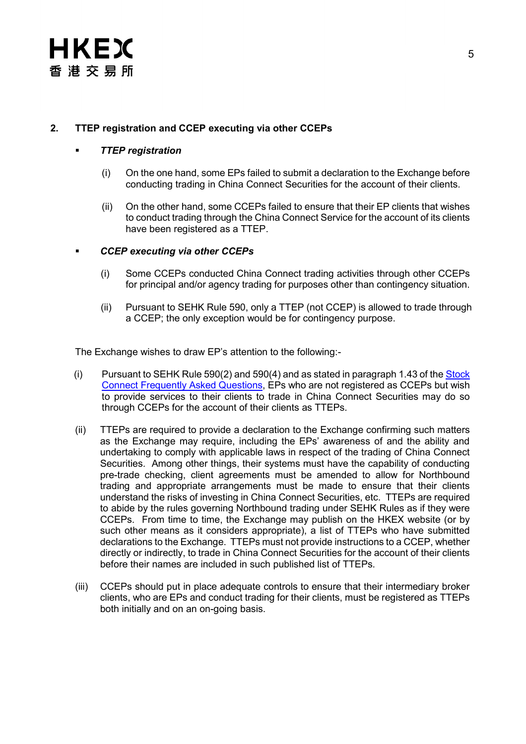## 2. TTEP registration and CCEP executing via other CCEPs

- ***TTEP registration***

  (i) On the one hand, some EPs failed to submit a declaration to the Exchange before conducting trading in China Connect Securities for the account of their clients.

  (ii) On the other hand, some CCEPs failed to ensure that their EP clients that wishes to conduct trading through the China Connect Service for the account of its clients have been registered as a TTEP.

- ***CCEP executing via other CCEPs***

  (i) Some CCEPs conducted China Connect trading activities through other CCEPs for principal and/or agency trading for purposes other than contingency situation.

  (ii) Pursuant to SEHK Rule 590, only a TTEP (not CCEP) is allowed to trade through a CCEP; the only exception would be for contingency purpose.

The Exchange wishes to draw EP's attention to the following:-

(i) Pursuant to SEHK Rule 590(2) and 590(4) and as stated in paragraph 1.43 of the Stock Connect Frequently Asked Questions, EPs who are not registered as CCEPs but wish to provide services to their clients to trade in China Connect Securities may do so through CCEPs for the account of their clients as TTEPs.

(ii) TTEPs are required to provide a declaration to the Exchange confirming such matters as the Exchange may require, including the EPs' awareness of and the ability and undertaking to comply with applicable laws in respect of the trading of China Connect Securities. Among other things, their systems must have the capability of conducting pre-trade checking, client agreements must be amended to allow for Northbound trading and appropriate arrangements must be made to ensure that their clients understand the risks of investing in China Connect Securities, etc. TTEPs are required to abide by the rules governing Northbound trading under SEHK Rules as if they were CCEPs. From time to time, the Exchange may publish on the HKEX website (or by such other means as it considers appropriate), a list of TTEPs who have submitted declarations to the Exchange. TTEPs must not provide instructions to a CCEP, whether directly or indirectly, to trade in China Connect Securities for the account of their clients before their names are included in such published list of TTEPs.

(iii) CCEPs should put in place adequate controls to ensure that their intermediary broker clients, who are EPs and conduct trading for their clients, must be registered as TTEPs both initially and on an on-going basis.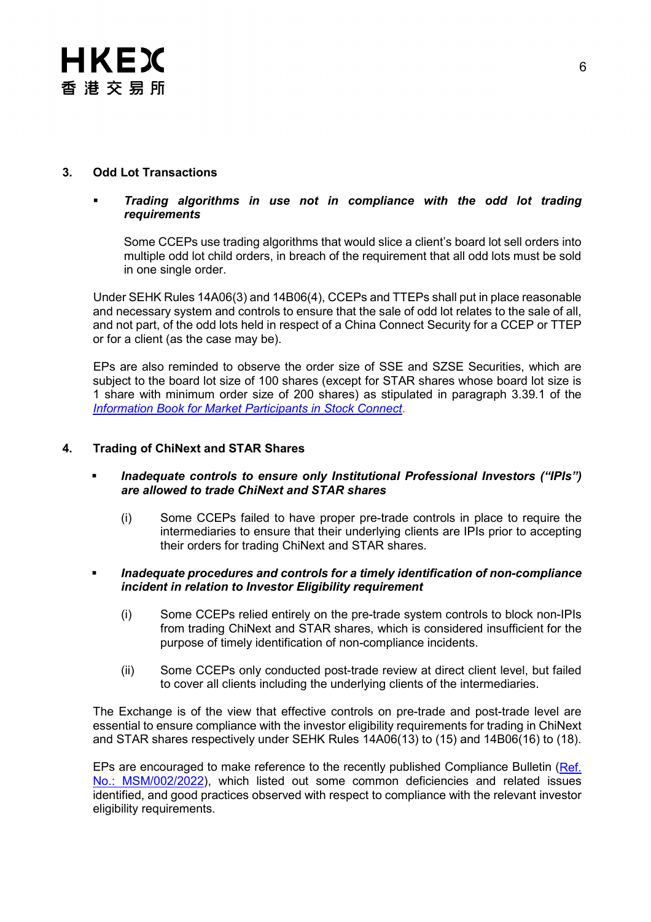## 3. Odd Lot Transactions

- ***Trading algorithms in use not in compliance with the odd lot trading requirements***

  Some CCEPs use trading algorithms that would slice a client's board lot sell orders into multiple odd lot child orders, in breach of the requirement that all odd lots must be sold in one single order.

Under SEHK Rules 14A06(3) and 14B06(4), CCEPs and TTEPs shall put in place reasonable and necessary system and controls to ensure that the sale of odd lot relates to the sale of all, and not part, of the odd lots held in respect of a China Connect Security for a CCEP or TTEP or for a client (as the case may be).

EPs are also reminded to observe the order size of SSE and SZSE Securities, which are subject to the board lot size of 100 shares (except for STAR shares whose board lot size is 1 share with minimum order size of 200 shares) as stipulated in paragraph 3.39.1 of the *Information Book for Market Participants in Stock Connect*.

## 4. Trading of ChiNext and STAR Shares

- ***Inadequate controls to ensure only Institutional Professional Investors ("IPIs") are allowed to trade ChiNext and STAR shares***

  (i) Some CCEPs failed to have proper pre-trade controls in place to require the intermediaries to ensure that their underlying clients are IPIs prior to accepting their orders for trading ChiNext and STAR shares.

- ***Inadequate procedures and controls for a timely identification of non-compliance incident in relation to Investor Eligibility requirement***

  (i) Some CCEPs relied entirely on the pre-trade system controls to block non-IPIs from trading ChiNext and STAR shares, which is considered insufficient for the purpose of timely identification of non-compliance incidents.

  (ii) Some CCEPs only conducted post-trade review at direct client level, but failed to cover all clients including the underlying clients of the intermediaries.

The Exchange is of the view that effective controls on pre-trade and post-trade level are essential to ensure compliance with the investor eligibility requirements for trading in ChiNext and STAR shares respectively under SEHK Rules 14A06(13) to (15) and 14B06(16) to (18).

EPs are encouraged to make reference to the recently published Compliance Bulletin (Ref. No.: MSM/002/2022), which listed out some common deficiencies and related issues identified, and good practices observed with respect to compliance with the relevant investor eligibility requirements.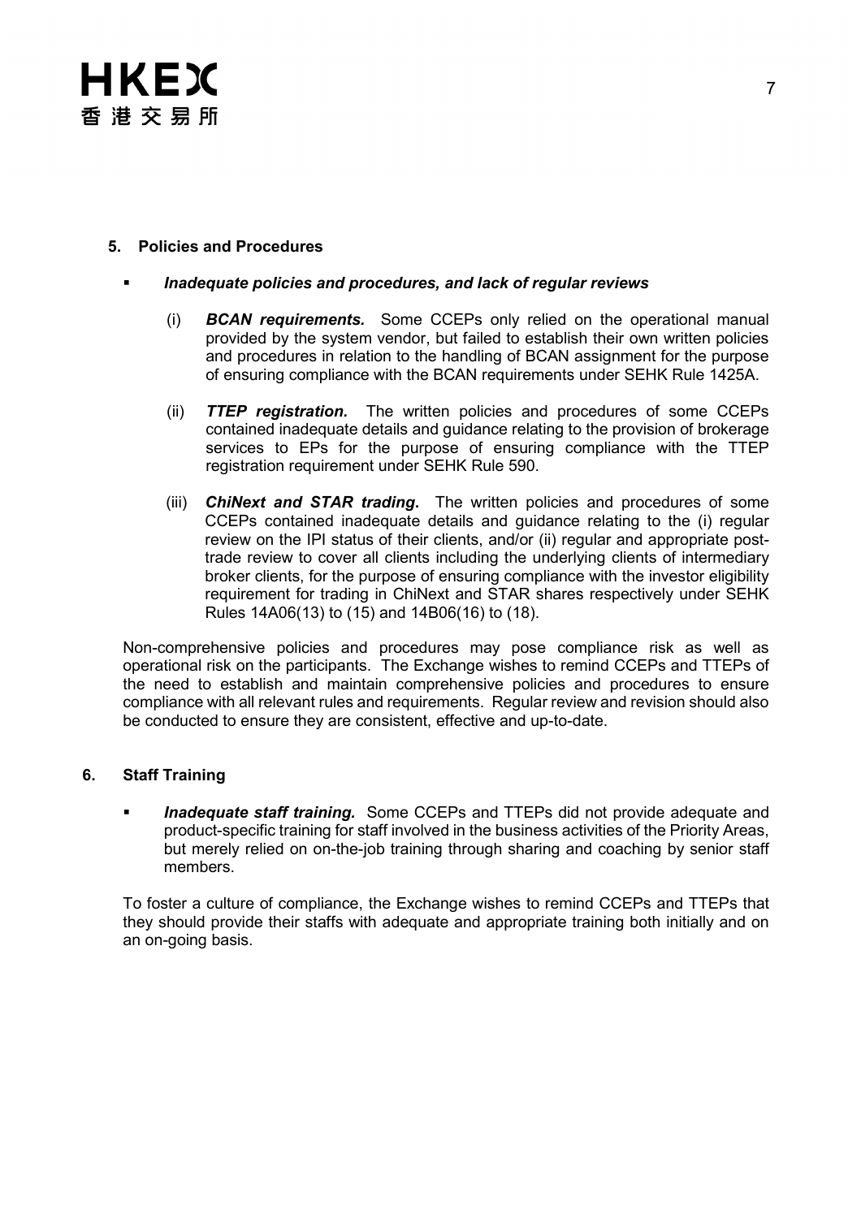## 5. Policies and Procedures

- ***Inadequate policies and procedures, and lack of regular reviews***

  (i) ***BCAN requirements.*** Some CCEPs only relied on the operational manual provided by the system vendor, but failed to establish their own written policies and procedures in relation to the handling of BCAN assignment for the purpose of ensuring compliance with the BCAN requirements under SEHK Rule 1425A.

  (ii) ***TTEP registration.*** The written policies and procedures of some CCEPs contained inadequate details and guidance relating to the provision of brokerage services to EPs for the purpose of ensuring compliance with the TTEP registration requirement under SEHK Rule 590.

  (iii) ***ChiNext and STAR trading.*** The written policies and procedures of some CCEPs contained inadequate details and guidance relating to the (i) regular review on the IPI status of their clients, and/or (ii) regular and appropriate post-trade review to cover all clients including the underlying clients of intermediary broker clients, for the purpose of ensuring compliance with the investor eligibility requirement for trading in ChiNext and STAR shares respectively under SEHK Rules 14A06(13) to (15) and 14B06(16) to (18).

Non-comprehensive policies and procedures may pose compliance risk as well as operational risk on the participants. The Exchange wishes to remind CCEPs and TTEPs of the need to establish and maintain comprehensive policies and procedures to ensure compliance with all relevant rules and requirements. Regular review and revision should also be conducted to ensure they are consistent, effective and up-to-date.

## 6. Staff Training

- ***Inadequate staff training.*** Some CCEPs and TTEPs did not provide adequate and product-specific training for staff involved in the business activities of the Priority Areas, but merely relied on on-the-job training through sharing and coaching by senior staff members.

To foster a culture of compliance, the Exchange wishes to remind CCEPs and TTEPs that they should provide their staffs with adequate and appropriate training both initially and on an on-going basis.